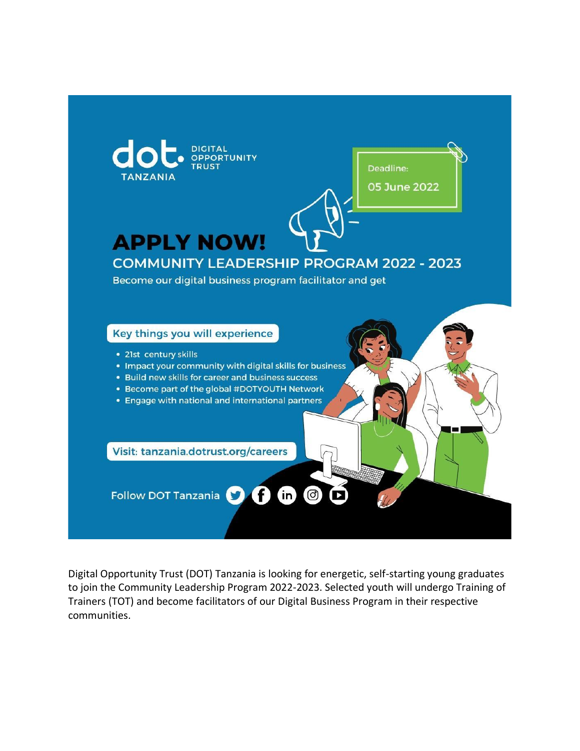dot. DIGITAL OPPORTUNITY TRUST
TANZANIA

Deadline:
05 June 2022

# APPLY NOW!

## COMMUNITY LEADERSHIP PROGRAM 2022 - 2023

Become our digital business program facilitator and get

**Key things you will experience**

- 21st century skills
- Impact your community with digital skills for business
- Build new skills for career and business success
- Become part of the global #DOTYOUTH Network
- Engage with national and international partners

Visit: **tanzania.dotrust.org/careers**

Follow DOT Tanzania

Digital Opportunity Trust (DOT) Tanzania is looking for energetic, self-starting young graduates to join the Community Leadership Program 2022-2023. Selected youth will undergo Training of Trainers (TOT) and become facilitators of our Digital Business Program in their respective communities.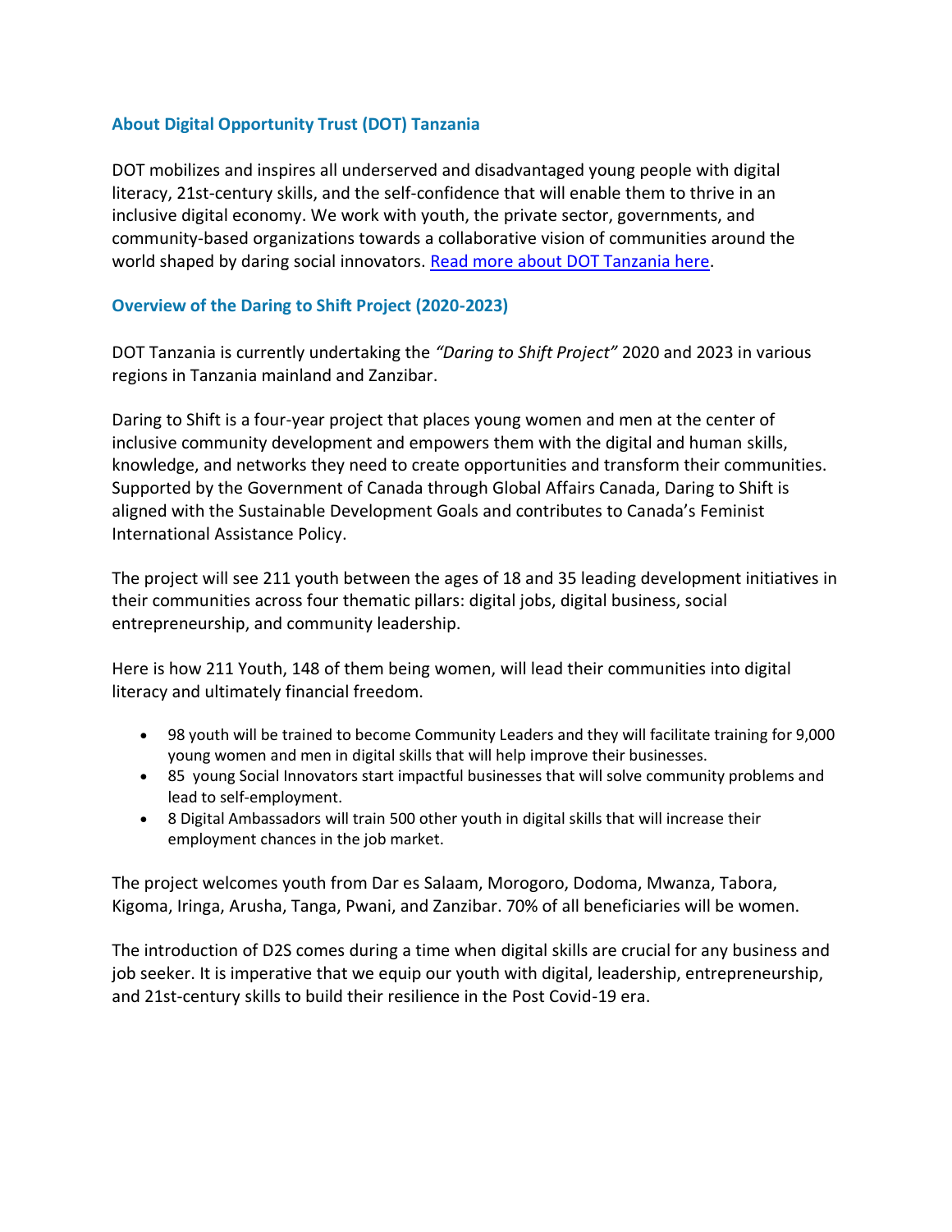## About Digital Opportunity Trust (DOT) Tanzania

DOT mobilizes and inspires all underserved and disadvantaged young people with digital literacy, 21st-century skills, and the self-confidence that will enable them to thrive in an inclusive digital economy. We work with youth, the private sector, governments, and community-based organizations towards a collaborative vision of communities around the world shaped by daring social innovators. Read more about DOT Tanzania here.

## Overview of the Daring to Shift Project (2020-2023)

DOT Tanzania is currently undertaking the *"Daring to Shift Project"* 2020 and 2023 in various regions in Tanzania mainland and Zanzibar.

Daring to Shift is a four-year project that places young women and men at the center of inclusive community development and empowers them with the digital and human skills, knowledge, and networks they need to create opportunities and transform their communities. Supported by the Government of Canada through Global Affairs Canada, Daring to Shift is aligned with the Sustainable Development Goals and contributes to Canada's Feminist International Assistance Policy.

The project will see 211 youth between the ages of 18 and 35 leading development initiatives in their communities across four thematic pillars: digital jobs, digital business, social entrepreneurship, and community leadership.

Here is how 211 Youth, 148 of them being women, will lead their communities into digital literacy and ultimately financial freedom.

- 98 youth will be trained to become Community Leaders and they will facilitate training for 9,000 young women and men in digital skills that will help improve their businesses.
- 85 young Social Innovators start impactful businesses that will solve community problems and lead to self-employment.
- 8 Digital Ambassadors will train 500 other youth in digital skills that will increase their employment chances in the job market.

The project welcomes youth from Dar es Salaam, Morogoro, Dodoma, Mwanza, Tabora, Kigoma, Iringa, Arusha, Tanga, Pwani, and Zanzibar. 70% of all beneficiaries will be women.

The introduction of D2S comes during a time when digital skills are crucial for any business and job seeker. It is imperative that we equip our youth with digital, leadership, entrepreneurship, and 21st-century skills to build their resilience in the Post Covid-19 era.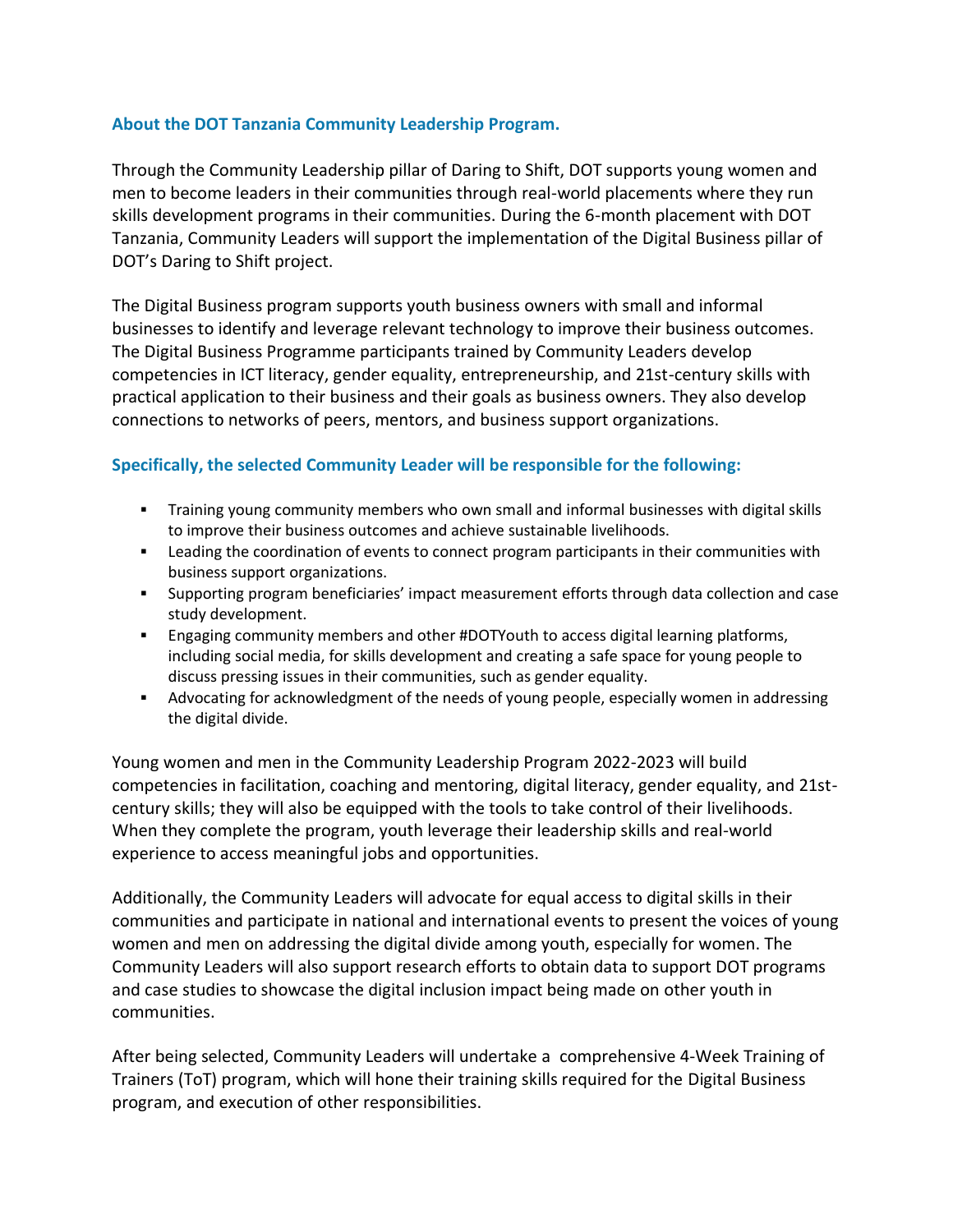### About the DOT Tanzania Community Leadership Program.

Through the Community Leadership pillar of Daring to Shift, DOT supports young women and men to become leaders in their communities through real-world placements where they run skills development programs in their communities. During the 6-month placement with DOT Tanzania, Community Leaders will support the implementation of the Digital Business pillar of DOT's Daring to Shift project.

The Digital Business program supports youth business owners with small and informal businesses to identify and leverage relevant technology to improve their business outcomes. The Digital Business Programme participants trained by Community Leaders develop competencies in ICT literacy, gender equality, entrepreneurship, and 21st-century skills with practical application to their business and their goals as business owners. They also develop connections to networks of peers, mentors, and business support organizations.

### Specifically, the selected Community Leader will be responsible for the following:

- Training young community members who own small and informal businesses with digital skills to improve their business outcomes and achieve sustainable livelihoods.
- Leading the coordination of events to connect program participants in their communities with business support organizations.
- Supporting program beneficiaries' impact measurement efforts through data collection and case study development.
- Engaging community members and other #DOTYouth to access digital learning platforms, including social media, for skills development and creating a safe space for young people to discuss pressing issues in their communities, such as gender equality.
- Advocating for acknowledgment of the needs of young people, especially women in addressing the digital divide.

Young women and men in the Community Leadership Program 2022-2023 will build competencies in facilitation, coaching and mentoring, digital literacy, gender equality, and 21st-century skills; they will also be equipped with the tools to take control of their livelihoods. When they complete the program, youth leverage their leadership skills and real-world experience to access meaningful jobs and opportunities.

Additionally, the Community Leaders will advocate for equal access to digital skills in their communities and participate in national and international events to present the voices of young women and men on addressing the digital divide among youth, especially for women. The Community Leaders will also support research efforts to obtain data to support DOT programs and case studies to showcase the digital inclusion impact being made on other youth in communities.

After being selected, Community Leaders will undertake a comprehensive 4-Week Training of Trainers (ToT) program, which will hone their training skills required for the Digital Business program, and execution of other responsibilities.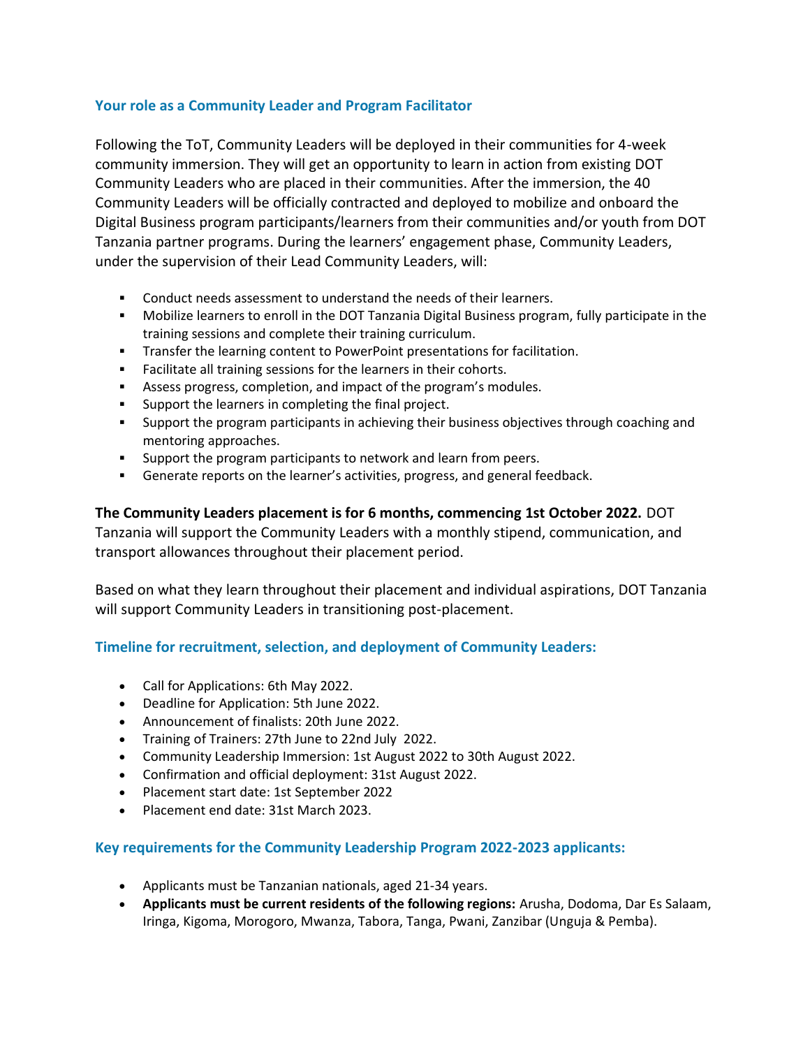### Your role as a Community Leader and Program Facilitator

Following the ToT, Community Leaders will be deployed in their communities for 4-week community immersion. They will get an opportunity to learn in action from existing DOT Community Leaders who are placed in their communities. After the immersion, the 40 Community Leaders will be officially contracted and deployed to mobilize and onboard the Digital Business program participants/learners from their communities and/or youth from DOT Tanzania partner programs. During the learners' engagement phase, Community Leaders, under the supervision of their Lead Community Leaders, will:

- Conduct needs assessment to understand the needs of their learners.
- Mobilize learners to enroll in the DOT Tanzania Digital Business program, fully participate in the training sessions and complete their training curriculum.
- Transfer the learning content to PowerPoint presentations for facilitation.
- Facilitate all training sessions for the learners in their cohorts.
- Assess progress, completion, and impact of the program's modules.
- Support the learners in completing the final project.
- Support the program participants in achieving their business objectives through coaching and mentoring approaches.
- Support the program participants to network and learn from peers.
- Generate reports on the learner's activities, progress, and general feedback.

**The Community Leaders placement is for 6 months, commencing 1st October 2022.** DOT Tanzania will support the Community Leaders with a monthly stipend, communication, and transport allowances throughout their placement period.

Based on what they learn throughout their placement and individual aspirations, DOT Tanzania will support Community Leaders in transitioning post-placement.

### Timeline for recruitment, selection, and deployment of Community Leaders:

- Call for Applications: 6th May 2022.
- Deadline for Application: 5th June 2022.
- Announcement of finalists: 20th June 2022.
- Training of Trainers: 27th June to 22nd July 2022.
- Community Leadership Immersion: 1st August 2022 to 30th August 2022.
- Confirmation and official deployment: 31st August 2022.
- Placement start date: 1st September 2022
- Placement end date: 31st March 2023.

### Key requirements for the Community Leadership Program 2022-2023 applicants:

- Applicants must be Tanzanian nationals, aged 21-34 years.
- **Applicants must be current residents of the following regions:** Arusha, Dodoma, Dar Es Salaam, Iringa, Kigoma, Morogoro, Mwanza, Tabora, Tanga, Pwani, Zanzibar (Unguja & Pemba).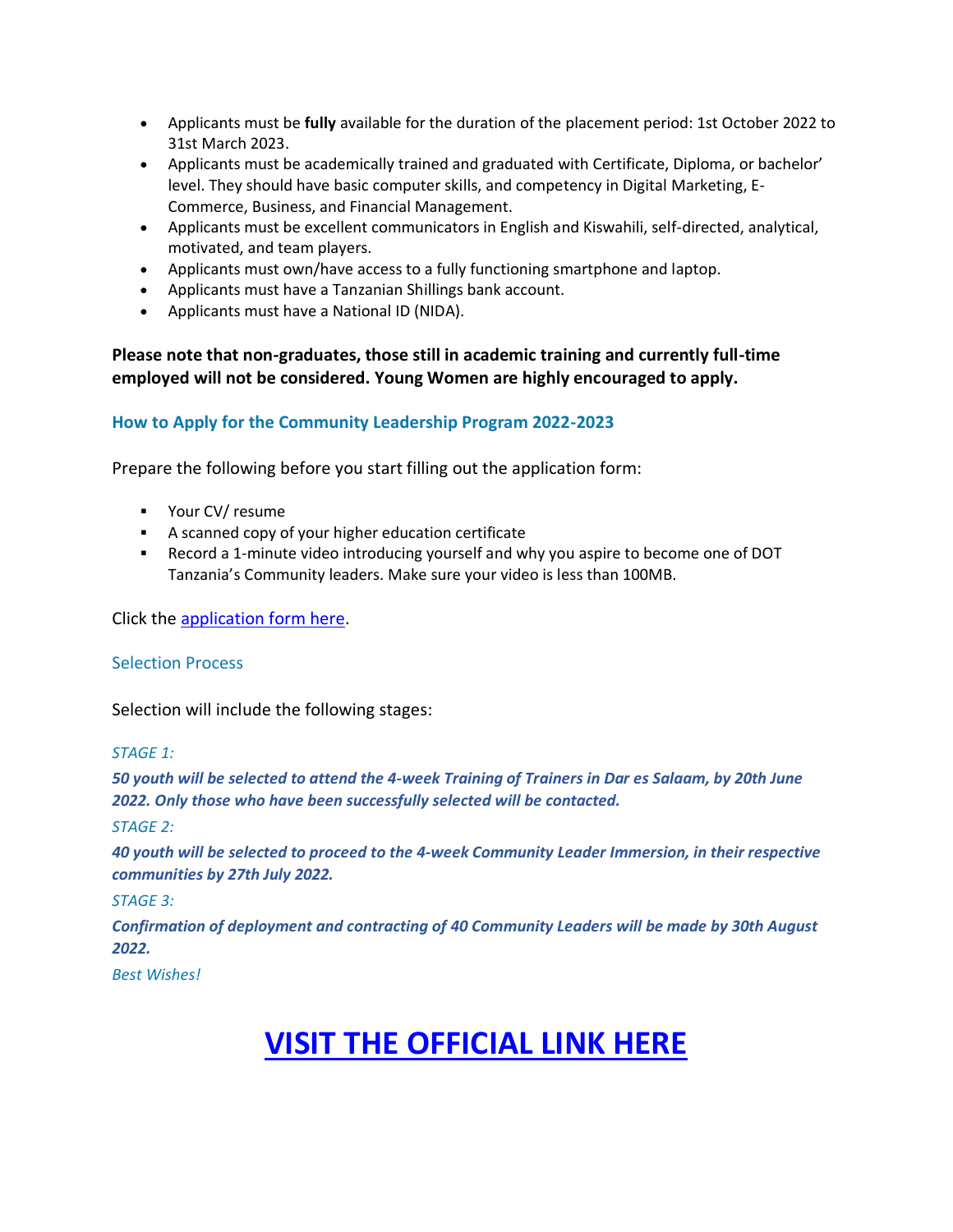- Applicants must be **fully** available for the duration of the placement period: 1st October 2022 to 31st March 2023.
- Applicants must be academically trained and graduated with Certificate, Diploma, or bachelor' level. They should have basic computer skills, and competency in Digital Marketing, E-Commerce, Business, and Financial Management.
- Applicants must be excellent communicators in English and Kiswahili, self-directed, analytical, motivated, and team players.
- Applicants must own/have access to a fully functioning smartphone and laptop.
- Applicants must have a Tanzanian Shillings bank account.
- Applicants must have a National ID (NIDA).

**Please note that non-graduates, those still in academic training and currently full-time employed will not be considered. Young Women are highly encouraged to apply.**

### How to Apply for the Community Leadership Program 2022-2023

Prepare the following before you start filling out the application form:

- Your CV/ resume
- A scanned copy of your higher education certificate
- Record a 1-minute video introducing yourself and why you aspire to become one of DOT Tanzania's Community leaders. Make sure your video is less than 100MB.

Click the application form here.

### Selection Process

Selection will include the following stages:

*STAGE 1:*

***50 youth will be selected to attend the 4-week Training of Trainers in Dar es Salaam, by 20th June 2022. Only those who have been successfully selected will be contacted.***

*STAGE 2:*

***40 youth will be selected to proceed to the 4-week Community Leader Immersion, in their respective communities by 27th July 2022.***

*STAGE 3:*

***Confirmation of deployment and contracting of 40 Community Leaders will be made by 30th August 2022.***

*Best Wishes!*

# VISIT THE OFFICIAL LINK HERE